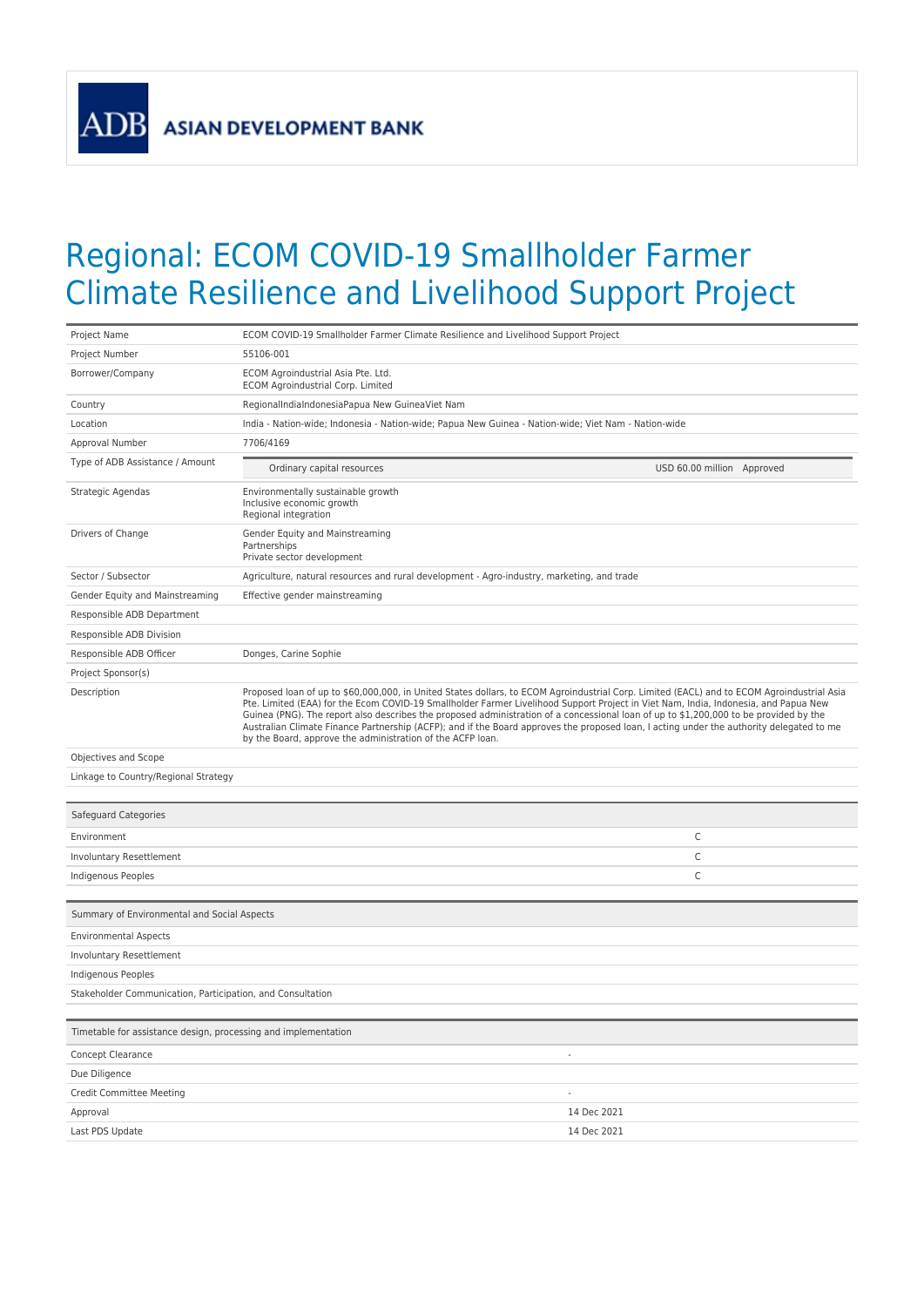ADB ASIAN DEVELOPMENT BANK

# Regional: ECOM COVID-19 Smallholder Farmer Climate Resilience and Livelihood Support Project

| | |
|---|---|
| Project Name | ECOM COVID-19 Smallholder Farmer Climate Resilience and Livelihood Support Project |
| Project Number | 55106-001 |
| Borrower/Company | ECOM Agroindustrial Asia Pte. Ltd.<br>ECOM Agroindustrial Corp. Limited |
| Country | RegionalIndiaIndonesiaPapua New GuineaViet Nam |
| Location | India - Nation-wide; Indonesia - Nation-wide; Papua New Guinea - Nation-wide; Viet Nam - Nation-wide |
| Approval Number | 7706/4169 |
| Type of ADB Assistance / Amount | Ordinary capital resources — USD 60.00 million — Approved |
| Strategic Agendas | Environmentally sustainable growth<br>Inclusive economic growth<br>Regional integration |
| Drivers of Change | Gender Equity and Mainstreaming<br>Partnerships<br>Private sector development |
| Sector / Subsector | Agriculture, natural resources and rural development - Agro-industry, marketing, and trade |
| Gender Equity and Mainstreaming | Effective gender mainstreaming |
| Responsible ADB Department | |
| Responsible ADB Division | |
| Responsible ADB Officer | Donges, Carine Sophie |
| Project Sponsor(s) | |
| Description | Proposed loan of up to $60,000,000, in United States dollars, to ECOM Agroindustrial Corp. Limited (EACL) and to ECOM Agroindustrial Asia Pte. Limited (EAA) for the Ecom COVID-19 Smallholder Farmer Livelihood Support Project in Viet Nam, India, Indonesia, and Papua New Guinea (PNG). The report also describes the proposed administration of a concessional loan of up to $1,200,000 to be provided by the Australian Climate Finance Partnership (ACFP); and if the Board approves the proposed loan, I acting under the authority delegated to me by the Board, approve the administration of the ACFP loan. |
| Objectives and Scope | |
| Linkage to Country/Regional Strategy | |

| Safeguard Categories | |
|---|---|
| Environment | C |
| Involuntary Resettlement | C |
| Indigenous Peoples | C |

| Summary of Environmental and Social Aspects |
|---|
| Environmental Aspects |
| Involuntary Resettlement |
| Indigenous Peoples |
| Stakeholder Communication, Participation, and Consultation |

| Timetable for assistance design, processing and implementation | |
|---|---|
| Concept Clearance | - |
| Due Diligence | |
| Credit Committee Meeting | - |
| Approval | 14 Dec 2021 |
| Last PDS Update | 14 Dec 2021 |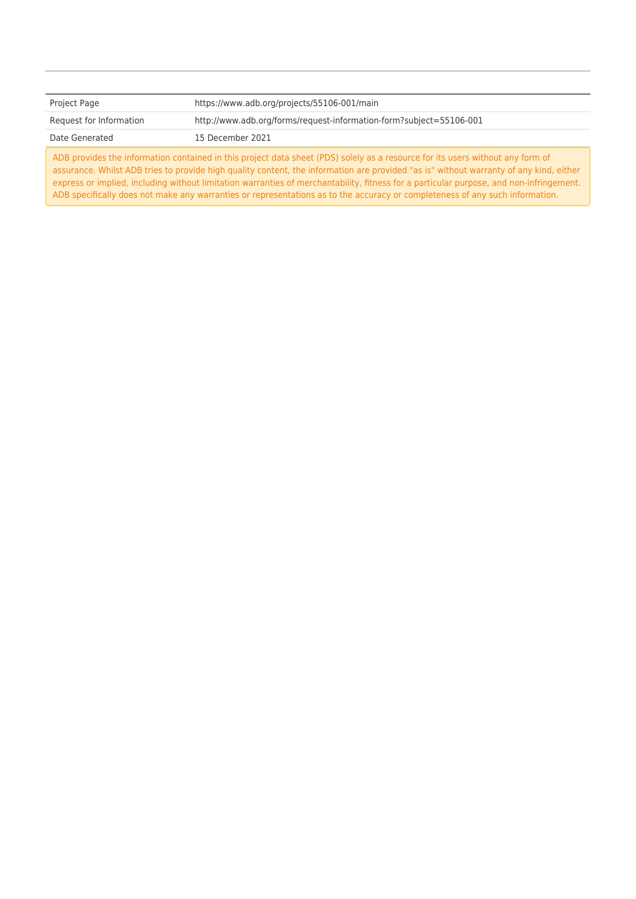| | |
|---|---|
| Project Page | https://www.adb.org/projects/55106-001/main |
| Request for Information | http://www.adb.org/forms/request-information-form?subject=55106-001 |
| Date Generated | 15 December 2021 |

ADB provides the information contained in this project data sheet (PDS) solely as a resource for its users without any form of assurance. Whilst ADB tries to provide high quality content, the information are provided "as is" without warranty of any kind, either express or implied, including without limitation warranties of merchantability, fitness for a particular purpose, and non-infringement. ADB specifically does not make any warranties or representations as to the accuracy or completeness of any such information.